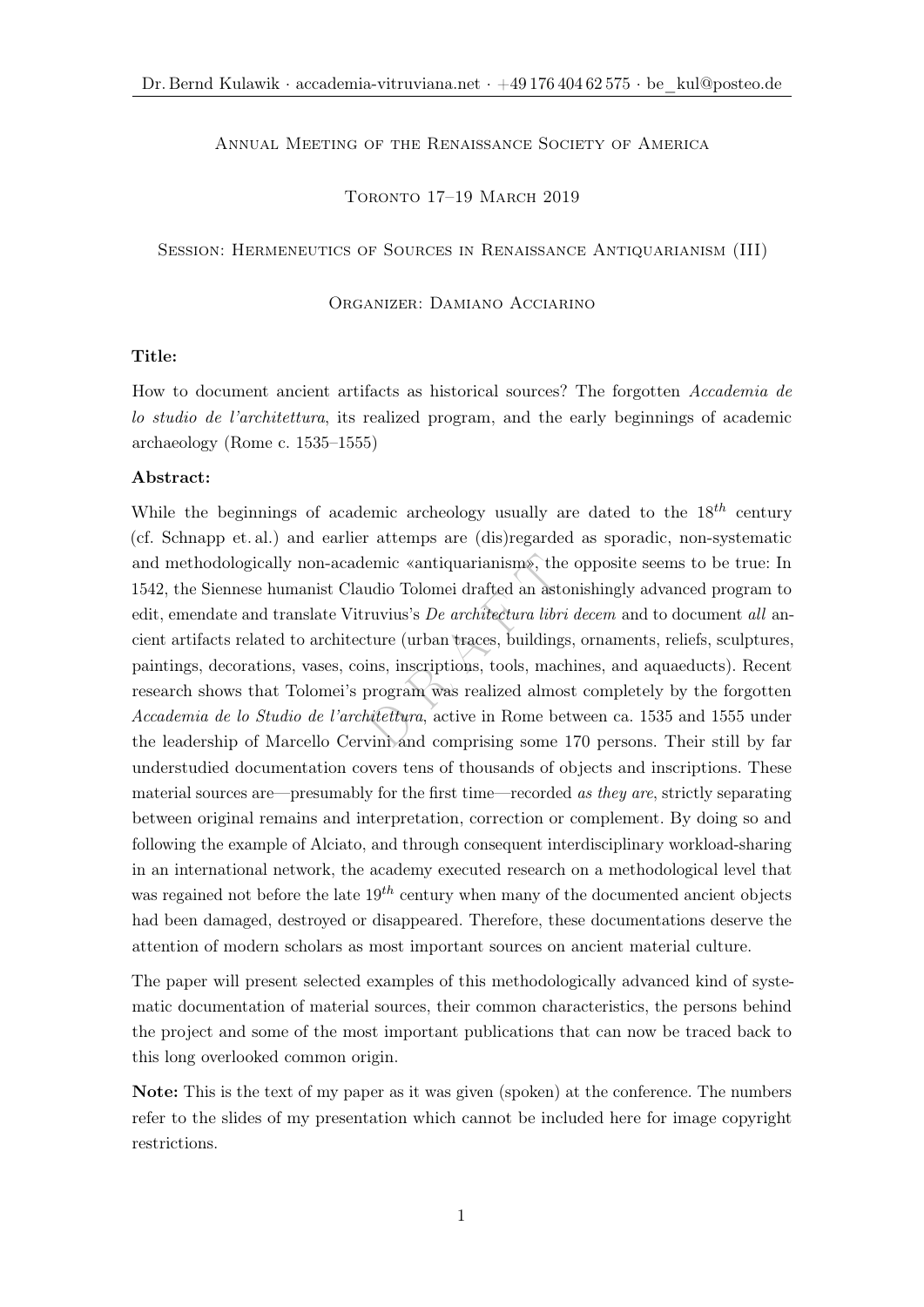Annual Meeting of the Renaissance Society of America

Toronto 17–19 March 2019

Session: Hermeneutics of Sources in Renaissance Antiquarianism (III)

Organizer: Damiano Acciarino

**Title:**

How to document ancient artifacts as historical sources? The forgotten *Accademia de lo studio de l'architettura*, its realized program, and the early beginnings of academic archaeology (Rome c. 1535–1555)

**Abstract:**

While the beginnings of academic archeology usually are dated to the $18^{th}$ century (cf. Schnapp et. al.) and earlier attemps are (dis)regarded as sporadic, non-systematic and methodologically non-academic «antiquarianism», the opposite seems to be true: In 1542, the Siennese humanist Claudio Tolomei drafted an astonishingly advanced program to edit, emendate and translate Vitruvius's *De architectura libri decem* and to document *all* ancient artifacts related to architecture (urban traces, buildings, ornaments, reliefs, sculptures, paintings, decorations, vases, coins, inscriptions, tools, machines, and aqueducts). Recent research shows that Tolomei's program was realized almost completely by the forgotten *Accademia de lo Studio de l'architettura*, active in Rome between ca. 1535 and 1555 under the leadership of Marcello Cervini and comprising some 170 persons. Their still by far understudied documentation covers tens of thousands of objects and inscriptions. These material sources are—presumably for the first time—recorded *as they are*, strictly separating between original remains and interpretation, correction or complement. By doing so and following the example of Alciato, and through consequent interdisciplinary workload-sharing in an international network, the academy executed research on a methodological level that was regained not before the late $19^{th}$ century when many of the documented ancient objects had been damaged, destroyed or disappeared. Therefore, these documentations deserve the attention of modern scholars as most important sources on ancient material culture.

The paper will present selected examples of this methodologically advanced kind of systematic documentation of material sources, their common characteristics, the persons behind the project and some of the most important publications that can now be traced back to this long overlooked common origin.

**Note:** This is the text of my paper as it was given (spoken) at the conference. The numbers refer to the slides of my presentation which cannot be included here for image copyright restrictions.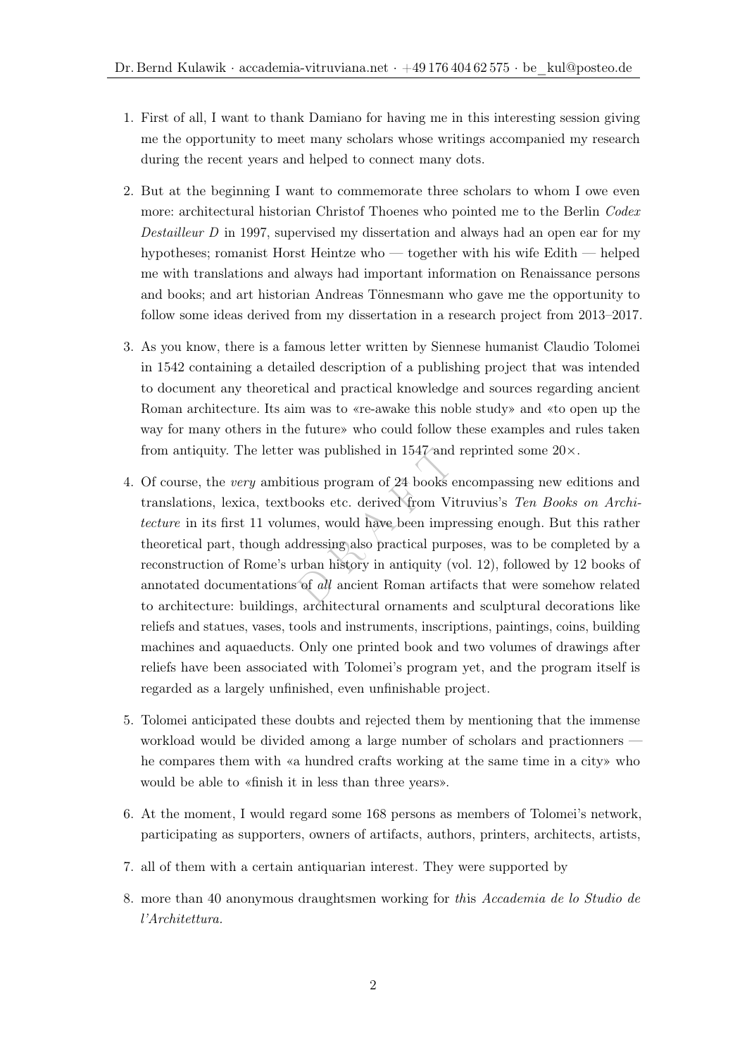1. First of all, I want to thank Damiano for having me in this interesting session giving me the opportunity to meet many scholars whose writings accompanied my research during the recent years and helped to connect many dots.

2. But at the beginning I want to commemorate three scholars to whom I owe even more: architectural historian Christof Thoenes who pointed me to the Berlin *Codex Destailleur D* in 1997, supervised my dissertation and always had an open ear for my hypotheses; romanist Horst Heintze who — together with his wife Edith — helped me with translations and always had important information on Renaissance persons and books; and art historian Andreas Tönnesmann who gave me the opportunity to follow some ideas derived from my dissertation in a research project from 2013–2017.

3. As you know, there is a famous letter written by Siennese humanist Claudio Tolomei in 1542 containing a detailed description of a publishing project that was intended to document any theoretical and practical knowledge and sources regarding ancient Roman architecture. Its aim was to «re-awake this noble study» and «to open up the way for many others in the future» who could follow these examples and rules taken from antiquity. The letter was published in 1547 and reprinted some 20×.

4. Of course, the *very* ambitious program of 24 books encompassing new editions and translations, lexica, textbooks etc. derived from Vitruvius's *Ten Books on Architecture* in its first 11 volumes, would have been impressing enough. But this rather theoretical part, though addressing also practical purposes, was to be completed by a reconstruction of Rome's urban history in antiquity (vol. 12), followed by 12 books of annotated documentations of *all* ancient Roman artifacts that were somehow related to architecture: buildings, architectural ornaments and sculptural decorations like reliefs and statues, vases, tools and instruments, inscriptions, paintings, coins, building machines and aqueducts. Only one printed book and two volumes of drawings after reliefs have been associated with Tolomei's program yet, and the program itself is regarded as a largely unfinished, even unfinishable project.

5. Tolomei anticipated these doubts and rejected them by mentioning that the immense workload would be divided among a large number of scholars and practionners — he compares them with «a hundred crafts working at the same time in a city» who would be able to «finish it in less than three years».

6. At the moment, I would regard some 168 persons as members of Tolomei's network, participating as supporters, owners of artifacts, authors, printers, architects, artists,

7. all of them with a certain antiquarian interest. They were supported by

8. more than 40 anonymous draughtsmen working for *th*is *Accademia de lo Studio de l'Architettura*.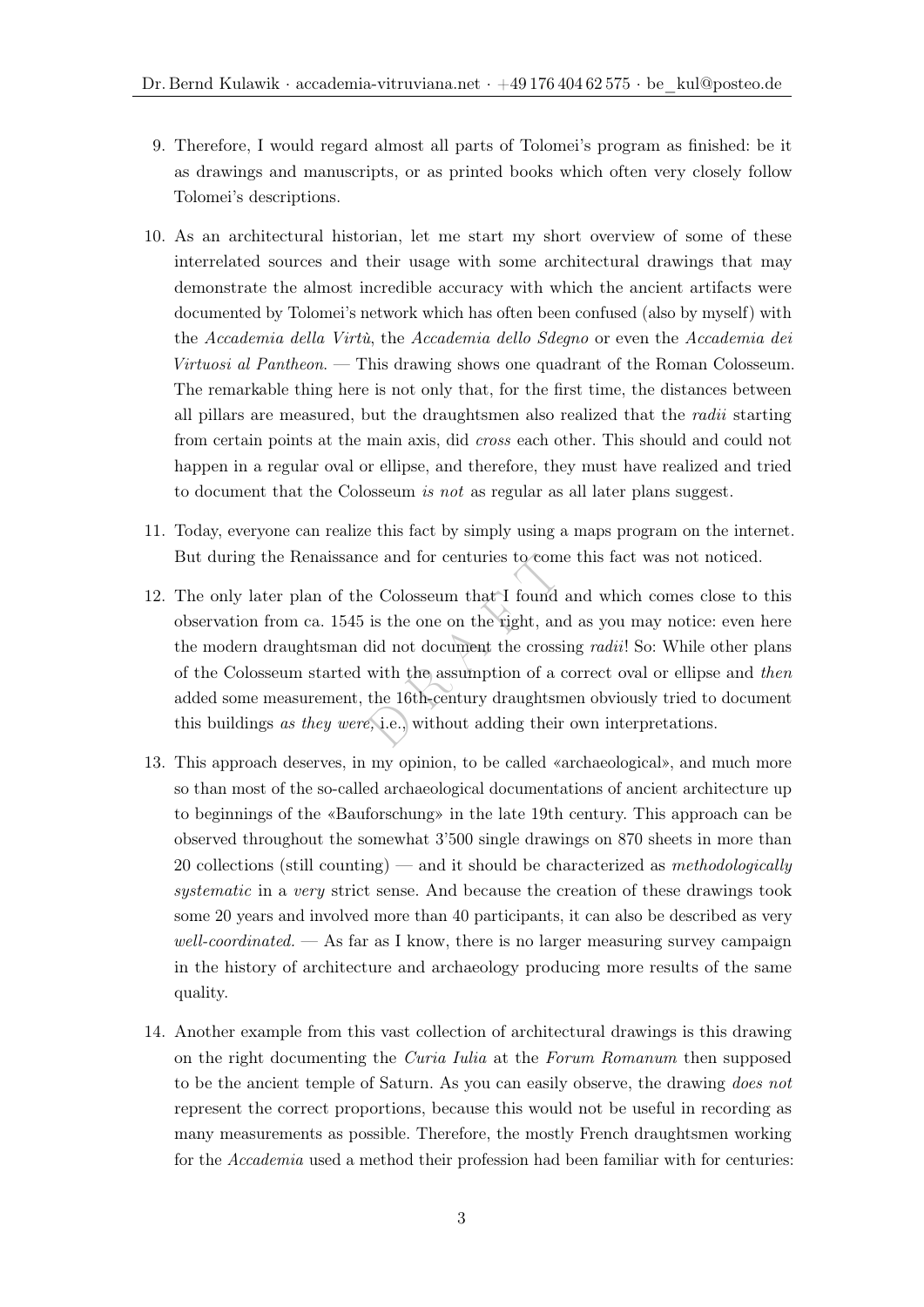9. Therefore, I would regard almost all parts of Tolomei's program as finished: be it as drawings and manuscripts, or as printed books which often very closely follow Tolomei's descriptions.

10. As an architectural historian, let me start my short overview of some of these interrelated sources and their usage with some architectural drawings that may demonstrate the almost incredible accuracy with which the ancient artifacts were documented by Tolomei's network which has often been confused (also by myself) with the *Accademia della Virtù*, the *Accademia dello Sdegno* or even the *Accademia dei Virtuosi al Pantheon*. — This drawing shows one quadrant of the Roman Colosseum. The remarkable thing here is not only that, for the first time, the distances between all pillars are measured, but the draughtsmen also realized that the *radii* starting from certain points at the main axis, did *cross* each other. This should and could not happen in a regular oval or ellipse, and therefore, they must have realized and tried to document that the Colosseum *is not* as regular as all later plans suggest.

11. Today, everyone can realize this fact by simply using a maps program on the internet. But during the Renaissance and for centuries to come this fact was not noticed.

12. The only later plan of the Colosseum that I found and which comes close to this observation from ca. 1545 is the one on the right, and as you may notice: even here the modern draughtsman did not document the crossing *radii*! So: While other plans of the Colosseum started with the assumption of a correct oval or ellipse and *then* added some measurement, the 16th-century draughtsmen obviously tried to document this buildings *as they were*, i.e., without adding their own interpretations.

13. This approach deserves, in my opinion, to be called «archaeological», and much more so than most of the so-called archaeological documentations of ancient architecture up to beginnings of the «Bauforschung» in the late 19th century. This approach can be observed throughout the somewhat 3'500 single drawings on 870 sheets in more than 20 collections (still counting) — and it should be characterized as *methodologically systematic* in a *very* strict sense. And because the creation of these drawings took some 20 years and involved more than 40 participants, it can also be described as very *well-coordinated*. — As far as I know, there is no larger measuring survey campaign in the history of architecture and archaeology producing more results of the same quality.

14. Another example from this vast collection of architectural drawings is this drawing on the right documenting the *Curia Iulia* at the *Forum Romanum* then supposed to be the ancient temple of Saturn. As you can easily observe, the drawing *does not* represent the correct proportions, because this would not be useful in recording as many measurements as possible. Therefore, the mostly French draughtsmen working for the *Accademia* used a method their profession had been familiar with for centuries: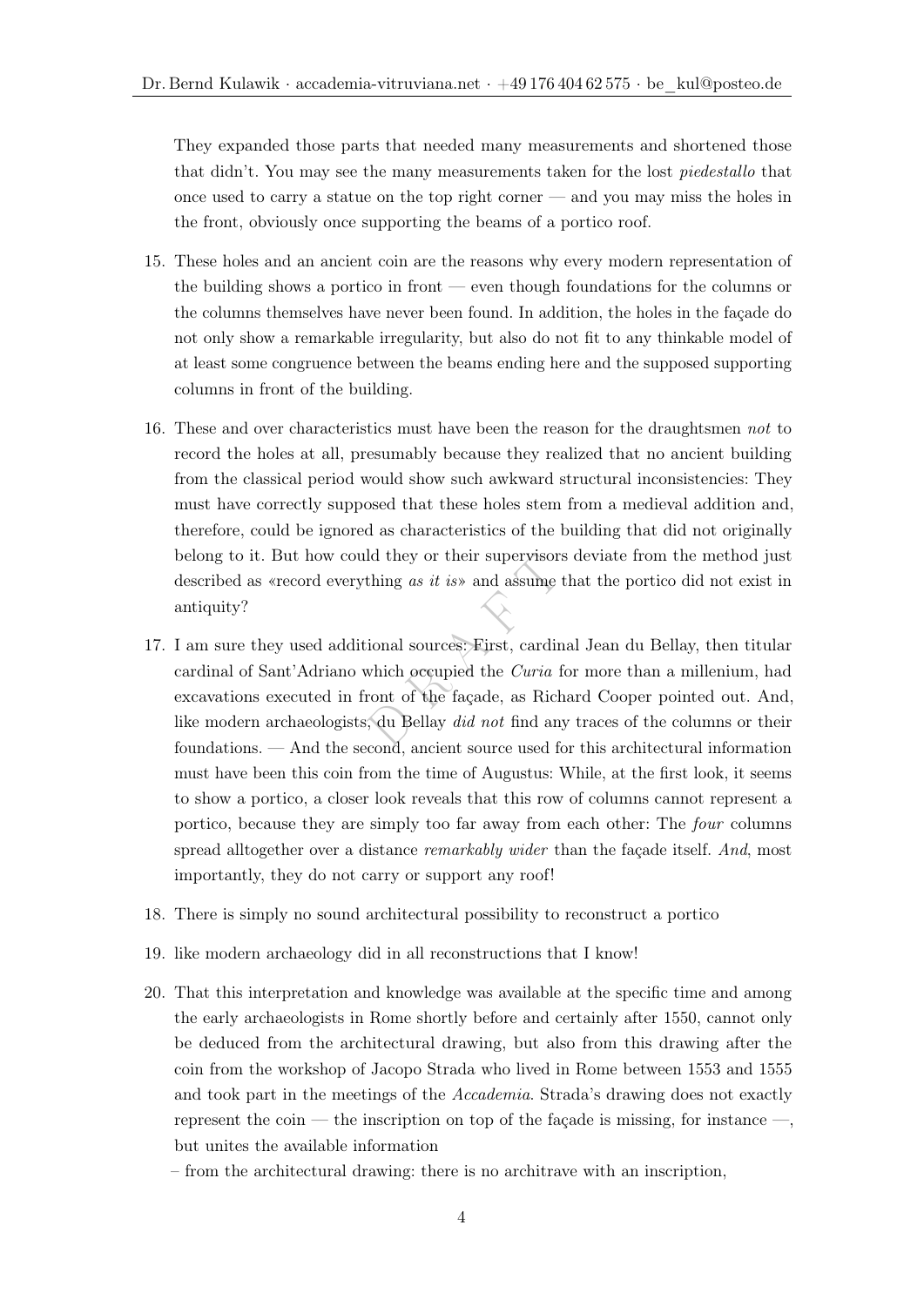They expanded those parts that needed many measurements and shortened those that didn't. You may see the many measurements taken for the lost *piedestallo* that once used to carry a statue on the top right corner — and you may miss the holes in the front, obviously once supporting the beams of a portico roof.

15. These holes and an ancient coin are the reasons why every modern representation of the building shows a portico in front — even though foundations for the columns or the columns themselves have never been found. In addition, the holes in the façade do not only show a remarkable irregularity, but also do not fit to any thinkable model of at least some congruence between the beams ending here and the supposed supporting columns in front of the building.

16. These and over characteristics must have been the reason for the draughtsmen *not* to record the holes at all, presumably because they realized that no ancient building from the classical period would show such awkward structural inconsistencies: They must have correctly supposed that these holes stem from a medieval addition and, therefore, could be ignored as characteristics of the building that did not originally belong to it. But how could they or their supervisors deviate from the method just described as «record everything *as it is*» and assume that the portico did not exist in antiquity?

17. I am sure they used additional sources: First, cardinal Jean du Bellay, then titular cardinal of Sant'Adriano which occupied the *Curia* for more than a millenium, had excavations executed in front of the façade, as Richard Cooper pointed out. And, like modern archaeologists, du Bellay *did not* find any traces of the columns or their foundations. — And the second, ancient source used for this architectural information must have been this coin from the time of Augustus: While, at the first look, it seems to show a portico, a closer look reveals that this row of columns cannot represent a portico, because they are simply too far away from each other: The *four* columns spread alltogether over a distance *remarkably wider* than the façade itself. *And*, most importantly, they do not carry or support any roof!

18. There is simply no sound architectural possibility to reconstruct a portico

19. like modern archaeology did in all reconstructions that I know!

20. That this interpretation and knowledge was available at the specific time and among the early archaeologists in Rome shortly before and certainly after 1550, cannot only be deduced from the architectural drawing, but also from this drawing after the coin from the workshop of Jacopo Strada who lived in Rome between 1553 and 1555 and took part in the meetings of the *Accademia*. Strada's drawing does not exactly represent the coin — the inscription on top of the façade is missing, for instance —, but unites the available information

    – from the architectural drawing: there is no architrave with an inscription,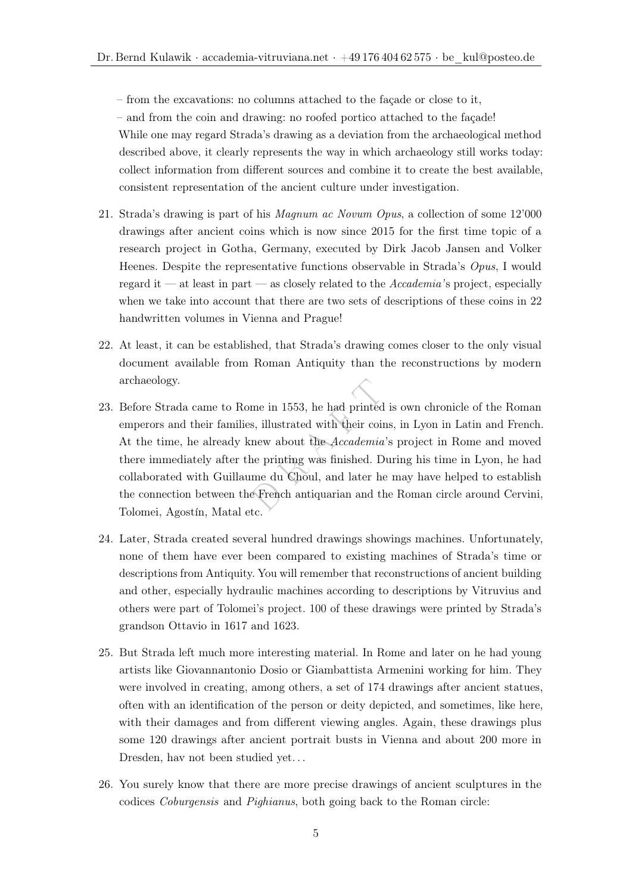– from the excavations: no columns attached to the façade or close to it,

– and from the coin and drawing: no roofed portico attached to the façade!

While one may regard Strada's drawing as a deviation from the archaeological method described above, it clearly represents the way in which archaeology still works today: collect information from different sources and combine it to create the best available, consistent representation of the ancient culture under investigation.

21. Strada's drawing is part of his *Magnum ac Novum Opus*, a collection of some 12'000 drawings after ancient coins which is now since 2015 for the first time topic of a research project in Gotha, Germany, executed by Dirk Jacob Jansen and Volker Heenes. Despite the representative functions observable in Strada's *Opus*, I would regard it — at least in part — as closely related to the *Accademia*'s project, especially when we take into account that there are two sets of descriptions of these coins in 22 handwritten volumes in Vienna and Prague!

22. At least, it can be established, that Strada's drawing comes closer to the only visual document available from Roman Antiquity than the reconstructions by modern archaeology.

23. Before Strada came to Rome in 1553, he had printed is own chronicle of the Roman emperors and their families, illustrated with their coins, in Lyon in Latin and French. At the time, he already knew about the *Accademia*'s project in Rome and moved there immediately after the printing was finished. During his time in Lyon, he had collaborated with Guillaume du Choul, and later he may have helped to establish the connection between the French antiquarian and the Roman circle around Cervini, Tolomei, Agostín, Matal etc.

24. Later, Strada created several hundred drawings showings machines. Unfortunately, none of them have ever been compared to existing machines of Strada's time or descriptions from Antiquity. You will remember that reconstructions of ancient building and other, especially hydraulic machines according to descriptions by Vitruvius and others were part of Tolomei's project. 100 of these drawings were printed by Strada's grandson Ottavio in 1617 and 1623.

25. But Strada left much more interesting material. In Rome and later on he had young artists like Giovannantonio Dosio or Giambattista Armenini working for him. They were involved in creating, among others, a set of 174 drawings after ancient statues, often with an identification of the person or deity depicted, and sometimes, like here, with their damages and from different viewing angles. Again, these drawings plus some 120 drawings after ancient portrait busts in Vienna and about 200 more in Dresden, hav not been studied yet…

26. You surely know that there are more precise drawings of ancient sculptures in the codices *Coburgensis* and *Pighianus*, both going back to the Roman circle: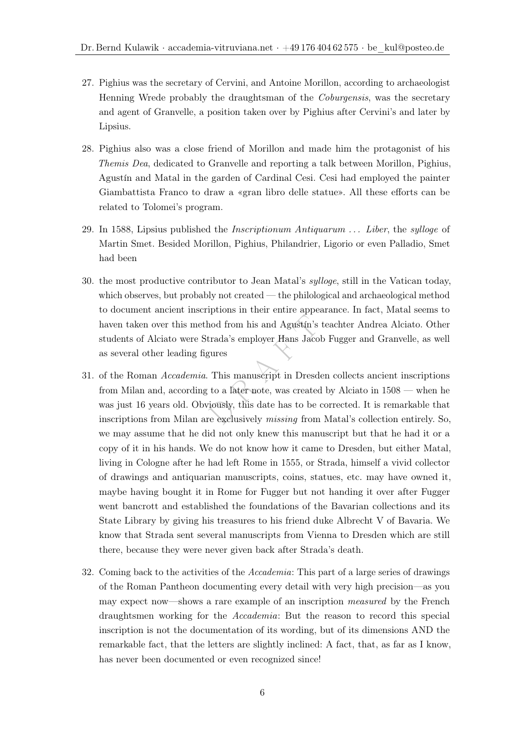27. Pighius was the secretary of Cervini, and Antoine Morillon, according to archaeologist Henning Wrede probably the draughtsman of the *Coburgensis*, was the secretary and agent of Granvelle, a position taken over by Pighius after Cervini's and later by Lipsius.

28. Pighius also was a close friend of Morillon and made him the protagonist of his *Themis Dea*, dedicated to Granvelle and reporting a talk between Morillon, Pighius, Agustín and Matal in the garden of Cardinal Cesi. Cesi had employed the painter Giambattista Franco to draw a «gran libro delle statue». All these efforts can be related to Tolomei's program.

29. In 1588, Lipsius published the *Inscriptionum Antiquarum . . . Liber*, the *sylloge* of Martin Smet. Besided Morillon, Pighius, Philandrier, Ligorio or even Palladio, Smet had been

30. the most productive contributor to Jean Matal's *sylloge*, still in the Vatican today, which observes, but probably not created — the philological and archaeological method to document ancient inscriptions in their entire appearance. In fact, Matal seems to haven taken over this method from his and Agustín's teachter Andrea Alciato. Other students of Alciato were Strada's employer Hans Jacob Fugger and Granvelle, as well as several other leading figures

31. of the Roman *Accademia*. This manuscript in Dresden collects ancient inscriptions from Milan and, according to a later note, was created by Alciato in 1508 — when he was just 16 years old. Obviously, this date has to be corrected. It is remarkable that inscriptions from Milan are exclusively *missing* from Matal's collection entirely. So, we may assume that he did not only knew this manuscript but that he had it or a copy of it in his hands. We do not know how it came to Dresden, but either Matal, living in Cologne after he had left Rome in 1555, or Strada, himself a vivid collector of drawings and antiquarian manuscripts, coins, statues, etc. may have owned it, maybe having bought it in Rome for Fugger but not handing it over after Fugger went bancrott and established the foundations of the Bavarian collections and its State Library by giving his treasures to his friend duke Albrecht V of Bavaria. We know that Strada sent several manuscripts from Vienna to Dresden which are still there, because they were never given back after Strada's death.

32. Coming back to the activities of the *Accademia*: This part of a large series of drawings of the Roman Pantheon documenting every detail with very high precision—as you may expect now—shows a rare example of an inscription *measured* by the French draughtsmen working for the *Accademia*: But the reason to record this special inscription is not the documentation of its wording, but of its dimensions AND the remarkable fact, that the letters are slightly inclined: A fact, that, as far as I know, has never been documented or even recognized since!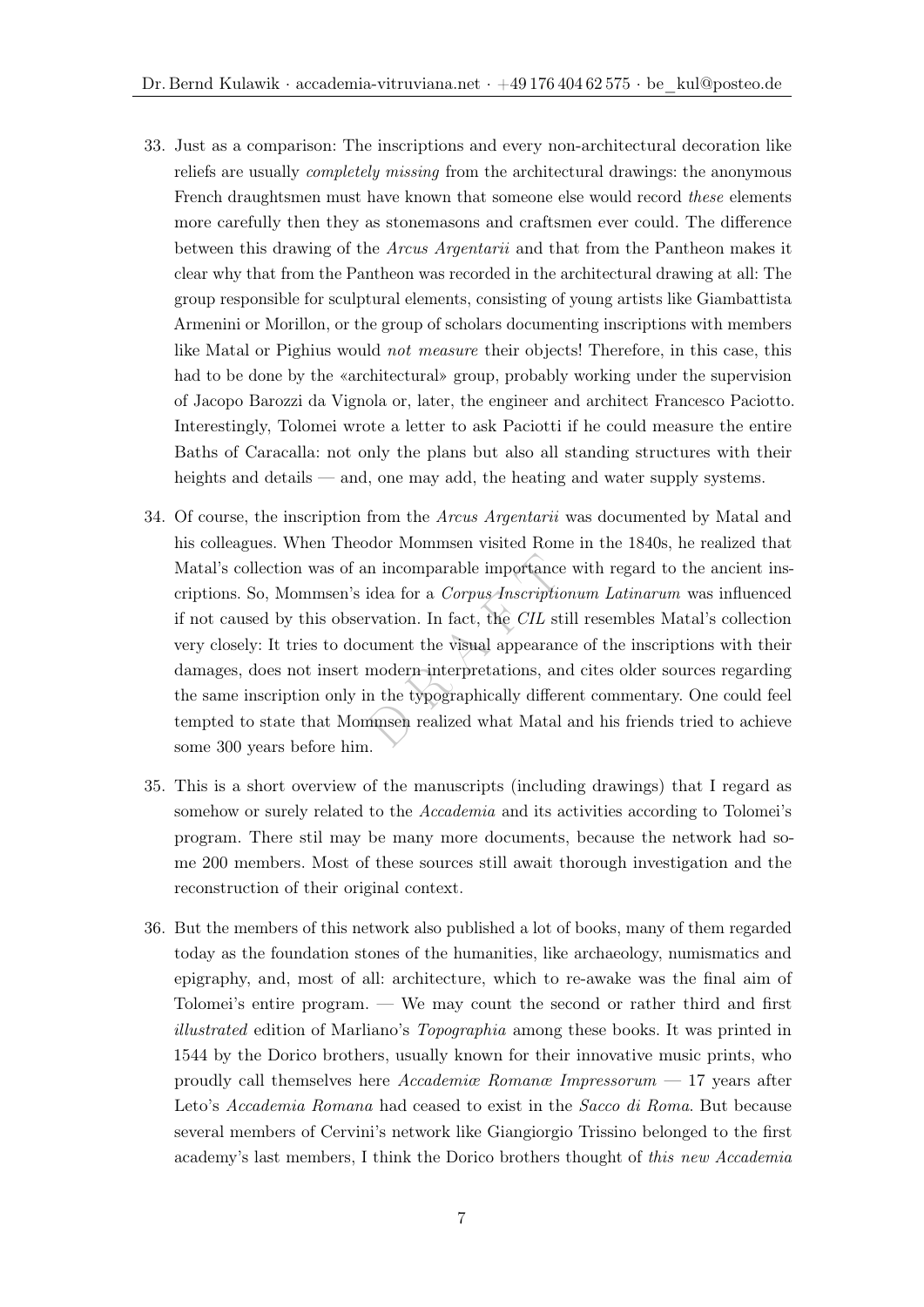33. Just as a comparison: The inscriptions and every non-architectural decoration like reliefs are usually *completely missing* from the architectural drawings: the anonymous French draughtsmen must have known that someone else would record *these* elements more carefully then they as stonemasons and craftsmen ever could. The difference between this drawing of the *Arcus Argentarii* and that from the Pantheon makes it clear why that from the Pantheon was recorded in the architectural drawing at all: The group responsible for sculptural elements, consisting of young artists like Giambattista Armenini or Morillon, or the group of scholars documenting inscriptions with members like Matal or Pighius would *not measure* their objects! Therefore, in this case, this had to be done by the «architectural» group, probably working under the supervision of Jacopo Barozzi da Vignola or, later, the engineer and architect Francesco Paciotto. Interestingly, Tolomei wrote a letter to ask Paciotti if he could measure the entire Baths of Caracalla: not only the plans but also all standing structures with their heights and details — and, one may add, the heating and water supply systems.

34. Of course, the inscription from the *Arcus Argentarii* was documented by Matal and his colleagues. When Theodor Mommsen visited Rome in the 1840s, he realized that Matal's collection was of an incomparable importance with regard to the ancient inscriptions. So, Mommsen's idea for a *Corpus Inscriptionum Latinarum* was influenced if not caused by this observation. In fact, the *CIL* still resembles Matal's collection very closely: It tries to document the visual appearance of the inscriptions with their damages, does not insert modern interpretations, and cites older sources regarding the same inscription only in the typographically different commentary. One could feel tempted to state that Mommsen realized what Matal and his friends tried to achieve some 300 years before him.

35. This is a short overview of the manuscripts (including drawings) that I regard as somehow or surely related to the *Accademia* and its activities according to Tolomei's program. There stil may be many more documents, because the network had some 200 members. Most of these sources still await thorough investigation and the reconstruction of their original context.

36. But the members of this network also published a lot of books, many of them regarded today as the foundation stones of the humanities, like archaeology, numismatics and epigraphy, and, most of all: architecture, which to re-awake was the final aim of Tolomei's entire program. — We may count the second or rather third and first *illustrated* edition of Marliano's *Topographia* among these books. It was printed in 1544 by the Dorico brothers, usually known for their innovative music prints, who proudly call themselves here *Accademiæ Romanæ Impressorum* — 17 years after Leto's *Accademia Romana* had ceased to exist in the *Sacco di Roma*. But because several members of Cervini's network like Giangiorgio Trissino belonged to the first academy's last members, I think the Dorico brothers thought of *this new Accademia*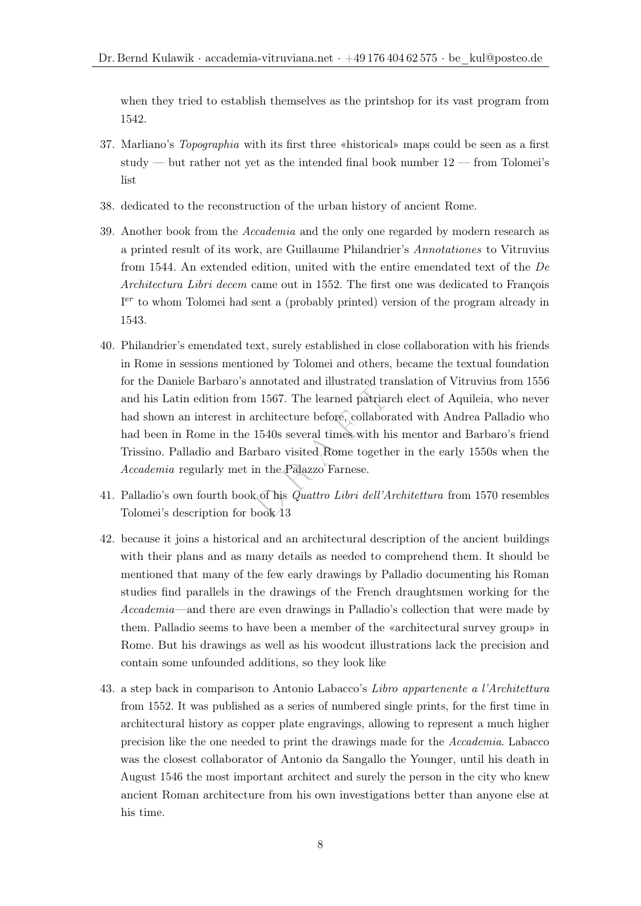when they tried to establish themselves as the printshop for its vast program from 1542.

37. Marliano's *Topographia* with its first three «historical» maps could be seen as a first study — but rather not yet as the intended final book number 12 — from Tolomei's list

38. dedicated to the reconstruction of the urban history of ancient Rome.

39. Another book from the *Accademia* and the only one regarded by modern research as a printed result of its work, are Guillaume Philandrier's *Annotationes* to Vitruvius from 1544. An extended edition, united with the entire emendated text of the *De Architectura Libri decem* came out in 1552. The first one was dedicated to François I$^{er}$ to whom Tolomei had sent a (probably printed) version of the program already in 1543.

40. Philandrier's emendated text, surely established in close collaboration with his friends in Rome in sessions mentioned by Tolomei and others, became the textual foundation for the Daniele Barbaro's annotated and illustrated translation of Vitruvius from 1556 and his Latin edition from 1567. The learned patriarch elect of Aquileia, who never had shown an interest in architecture before, collaborated with Andrea Palladio who had been in Rome in the 1540s several times with his mentor and Barbaro's friend Trissino. Palladio and Barbaro visited Rome together in the early 1550s when the *Accademia* regularly met in the Palazzo Farnese.

41. Palladio's own fourth book of his *Quattro Libri dell'Architettura* from 1570 resembles Tolomei's description for book 13

42. because it joins a historical and an architectural description of the ancient buildings with their plans and as many details as needed to comprehend them. It should be mentioned that many of the few early drawings by Palladio documenting his Roman studies find parallels in the drawings of the French draughtsmen working for the *Accademia*—and there are even drawings in Palladio's collection that were made by them. Palladio seems to have been a member of the «architectural survey group» in Rome. But his drawings as well as his woodcut illustrations lack the precision and contain some unfounded additions, so they look like

43. a step back in comparison to Antonio Labacco's *Libro appartenente a l'Architettura* from 1552. It was published as a series of numbered single prints, for the first time in architectural history as copper plate engravings, allowing to represent a much higher precision like the one needed to print the drawings made for the *Accademia*. Labacco was the closest collaborator of Antonio da Sangallo the Younger, until his death in August 1546 the most important architect and surely the person in the city who knew ancient Roman architecture from his own investigations better than anyone else at his time.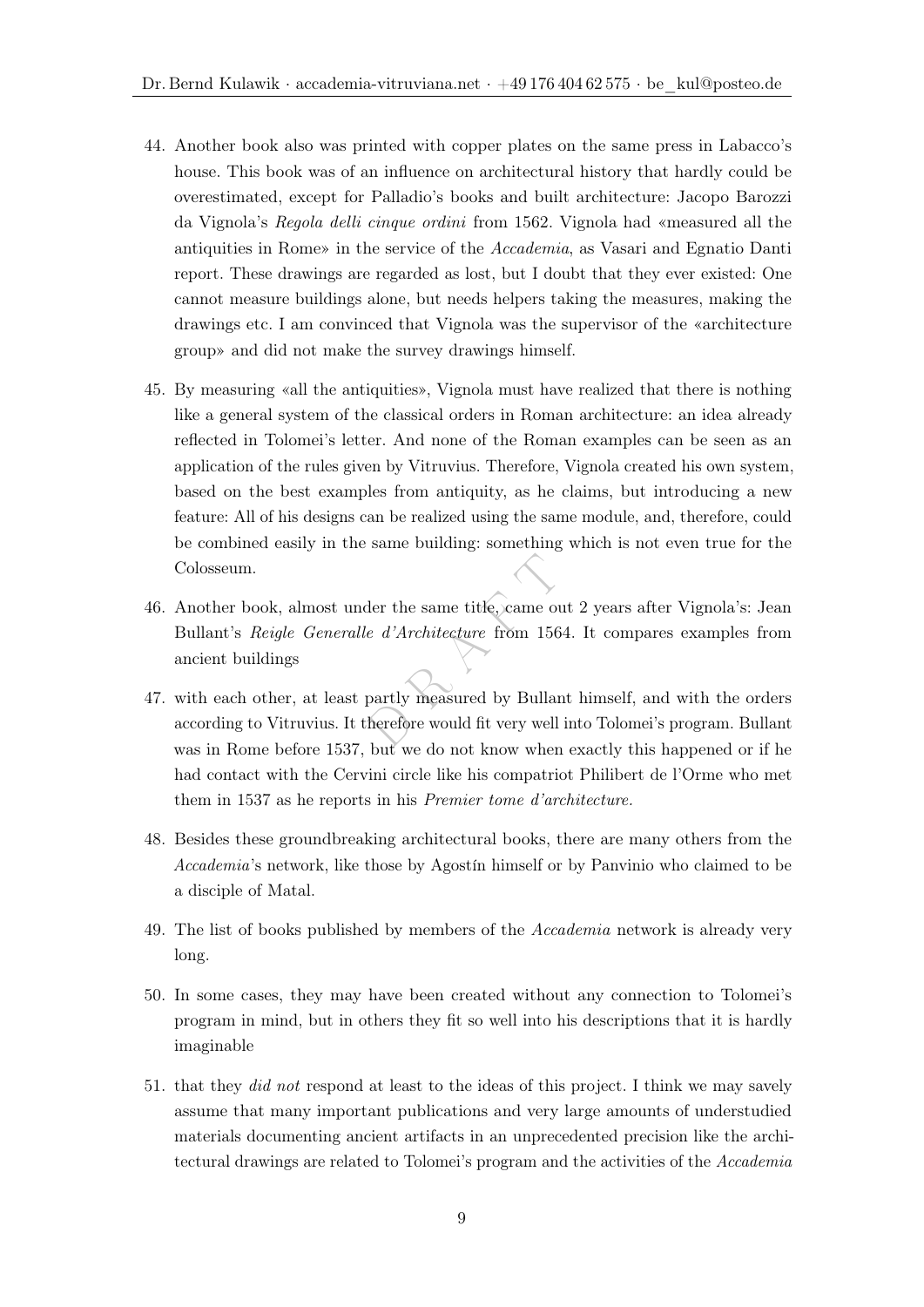44. Another book also was printed with copper plates on the same press in Labacco's house. This book was of an influence on architectural history that hardly could be overestimated, except for Palladio's books and built architecture: Jacopo Barozzi da Vignola's *Regola delli cinque ordini* from 1562. Vignola had «measured all the antiquities in Rome» in the service of the *Accademia*, as Vasari and Egnatio Danti report. These drawings are regarded as lost, but I doubt that they ever existed: One cannot measure buildings alone, but needs helpers taking the measures, making the drawings etc. I am convinced that Vignola was the supervisor of the «architecture group» and did not make the survey drawings himself.

45. By measuring «all the antiquities», Vignola must have realized that there is nothing like a general system of the classical orders in Roman architecture: an idea already reflected in Tolomei's letter. And none of the Roman examples can be seen as an application of the rules given by Vitruvius. Therefore, Vignola created his own system, based on the best examples from antiquity, as he claims, but introducing a new feature: All of his designs can be realized using the same module, and, therefore, could be combined easily in the same building: something which is not even true for the Colosseum.

46. Another book, almost under the same title, came out 2 years after Vignola's: Jean Bullant's *Reigle Generalle d'Architecture* from 1564. It compares examples from ancient buildings

47. with each other, at least partly measured by Bullant himself, and with the orders according to Vitruvius. It therefore would fit very well into Tolomei's program. Bullant was in Rome before 1537, but we do not know when exactly this happened or if he had contact with the Cervini circle like his compatriot Philibert de l'Orme who met them in 1537 as he reports in his *Premier tome d'architecture*.

48. Besides these groundbreaking architectural books, there are many others from the *Accademia*'s network, like those by Agostín himself or by Panvinio who claimed to be a disciple of Matal.

49. The list of books published by members of the *Accademia* network is already very long.

50. In some cases, they may have been created without any connection to Tolomei's program in mind, but in others they fit so well into his descriptions that it is hardly imaginable

51. that they *did not* respond at least to the ideas of this project. I think we may savely assume that many important publications and very large amounts of understudied materials documenting ancient artifacts in an unprecedented precision like the architectural drawings are related to Tolomei's program and the activities of the *Accademia*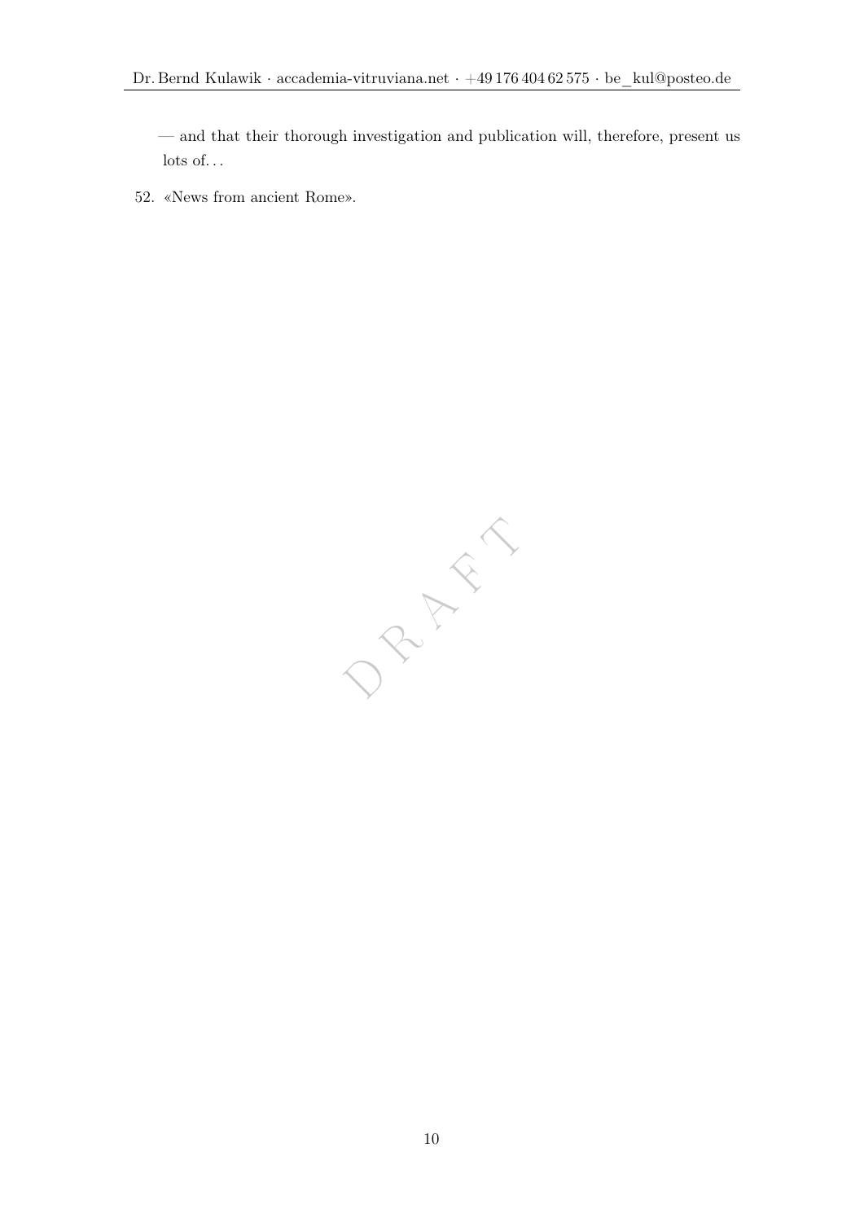— and that their thorough investigation and publication will, therefore, present us lots of…

52. «News from ancient Rome».